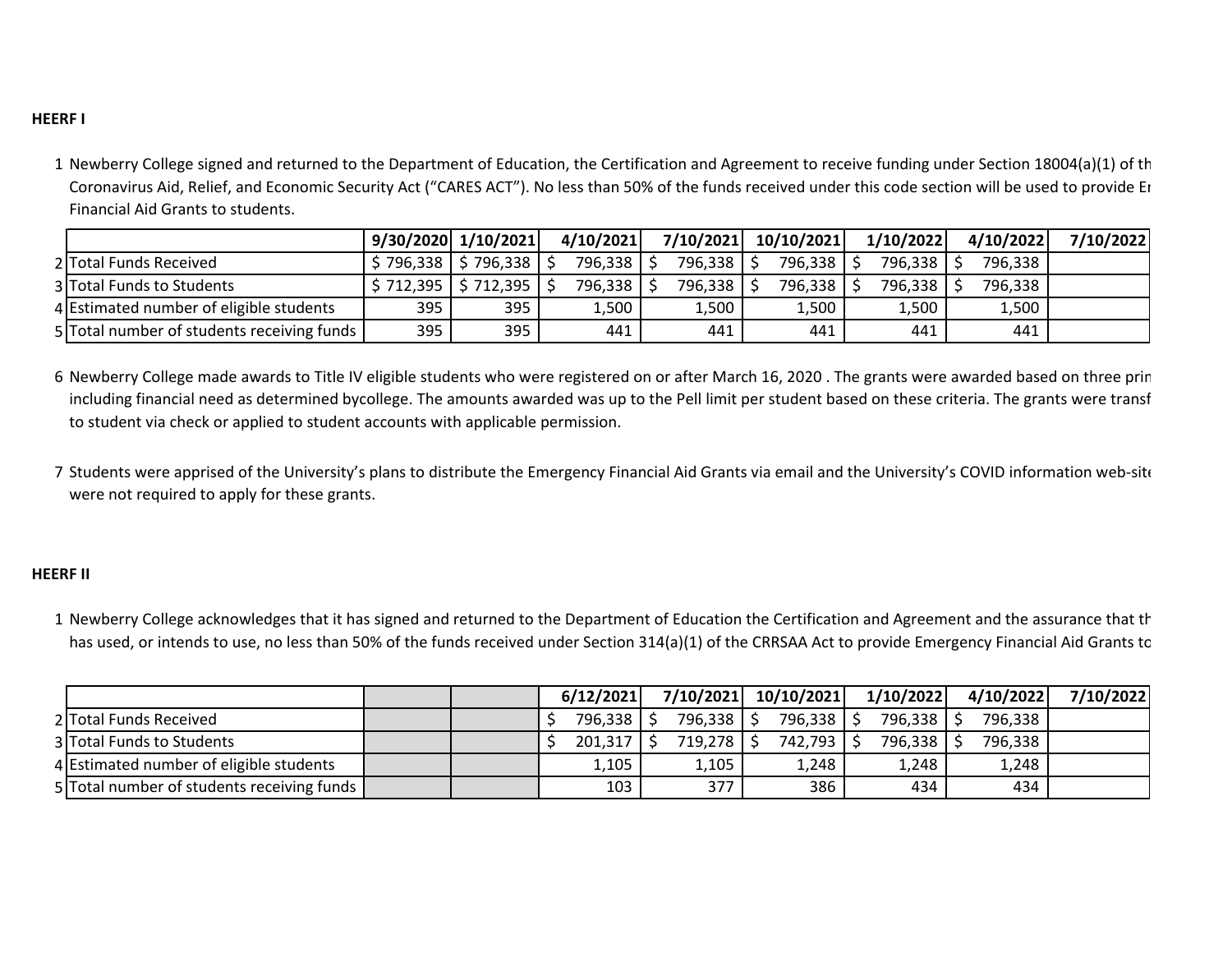**HEERF I**

1 Newberry College signed and returned to the Department of Education, the Certification and Agreement to receive funding under Section 18004(a)(1) of th Coronavirus Aid, Relief, and Economic Security Act ("CARES ACT"). No less than 50% of the funds received under this code section will be used to provide Er Financial Aid Grants to students.

| | | 9/30/2020 | 1/10/2021 | 4/10/2021 | 7/10/2021 | 10/10/2021 | 1/10/2022 | 4/10/2022 | 7/10/2022 |
|---|---|---|---|---|---|---|---|---|---|
| 2 | Total Funds Received | $ 796,338 | $ 796,338 | $ 796,338 | $ 796,338 | $ 796,338 | $ 796,338 | $ 796,338 | |
| 3 | Total Funds to Students | $ 712,395 | $ 712,395 | $ 796,338 | $ 796,338 | $ 796,338 | $ 796,338 | $ 796,338 | |
| 4 | Estimated number of eligible students | 395 | 395 | 1,500 | 1,500 | 1,500 | 1,500 | 1,500 | |
| 5 | Total number of students receiving funds | 395 | 395 | 441 | 441 | 441 | 441 | 441 | |

6 Newberry College made awards to Title IV eligible students who were registered on or after March 16, 2020 . The grants were awarded based on three prin including financial need as determined bycollege. The amounts awarded was up to the Pell limit per student based on these criteria. The grants were transf to student via check or applied to student accounts with applicable permission.

7 Students were apprised of the University's plans to distribute the Emergency Financial Aid Grants via email and the University's COVID information web-site were not required to apply for these grants.

**HEERF II**

1 Newberry College acknowledges that it has signed and returned to the Department of Education the Certification and Agreement and the assurance that th has used, or intends to use, no less than 50% of the funds received under Section 314(a)(1) of the CRRSAA Act to provide Emergency Financial Aid Grants to

| | | | | 6/12/2021 | 7/10/2021 | 10/10/2021 | 1/10/2022 | 4/10/2022 | 7/10/2022 |
|---|---|---|---|---|---|---|---|---|---|
| 2 | Total Funds Received | | | $ 796,338 | $ 796,338 | $ 796,338 | $ 796,338 | $ 796,338 | |
| 3 | Total Funds to Students | | | $ 201,317 | $ 719,278 | $ 742,793 | $ 796,338 | $ 796,338 | |
| 4 | Estimated number of eligible students | | | 1,105 | 1,105 | 1,248 | 1,248 | 1,248 | |
| 5 | Total number of students receiving funds | | | 103 | 377 | 386 | 434 | 434 | |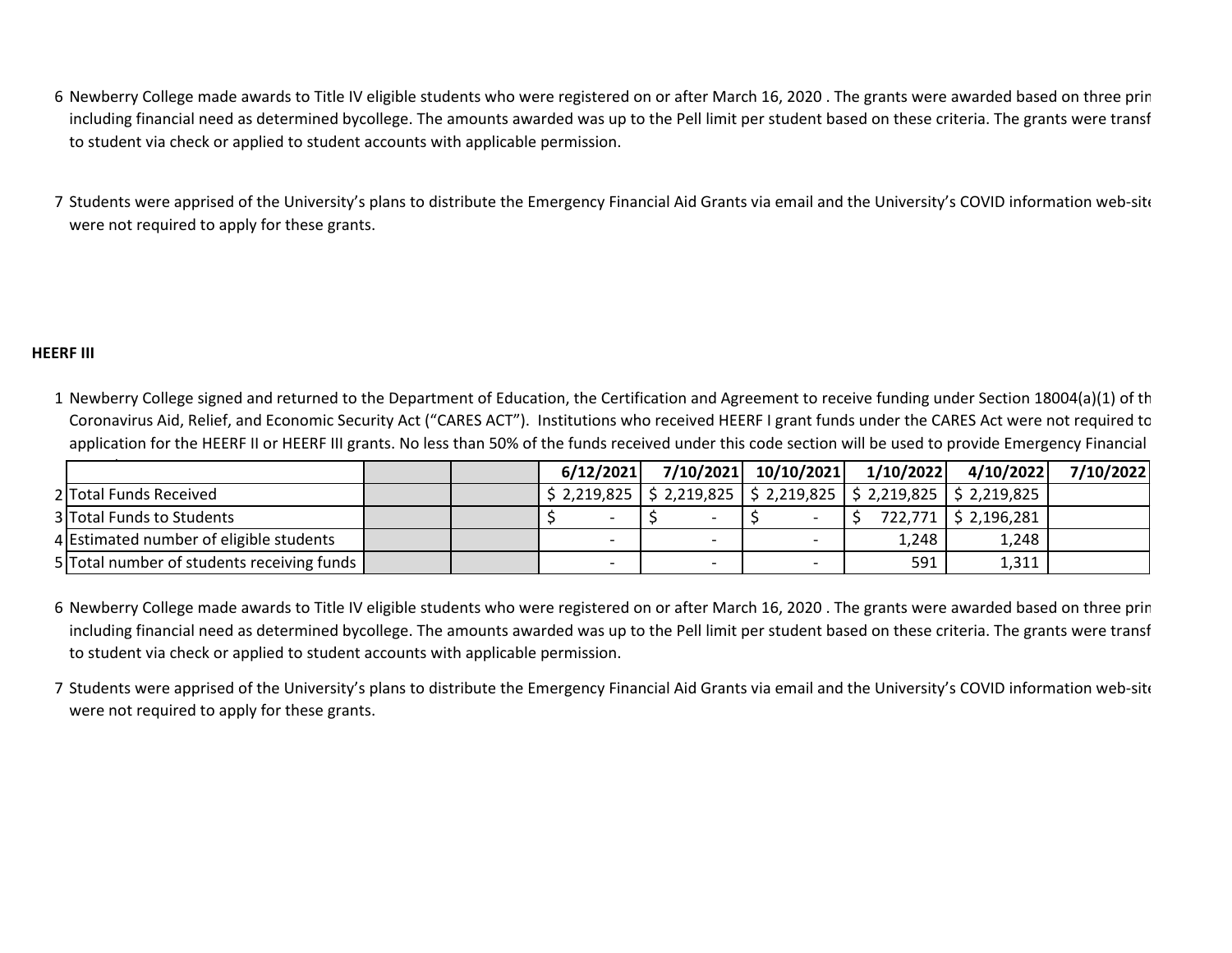6 Newberry College made awards to Title IV eligible students who were registered on or after March 16, 2020 . The grants were awarded based on three prin including financial need as determined bycollege. The amounts awarded was up to the Pell limit per student based on these criteria. The grants were transf to student via check or applied to student accounts with applicable permission.

7 Students were apprised of the University's plans to distribute the Emergency Financial Aid Grants via email and the University's COVID information web-site were not required to apply for these grants.

**HEERF III**

1 Newberry College signed and returned to the Department of Education, the Certification and Agreement to receive funding under Section 18004(a)(1) of th Coronavirus Aid, Relief, and Economic Security Act ("CARES ACT"). Institutions who received HEERF I grant funds under the CARES Act were not required to application for the HEERF II or HEERF III grants. No less than 50% of the funds received under this code section will be used to provide Emergency Financial

| | | | | 6/12/2021 | 7/10/2021 | 10/10/2021 | 1/10/2022 | 4/10/2022 | 7/10/2022 |
|---|---|---|---|---|---|---|---|---|---|
| 2 | Total Funds Received | | | $ 2,219,825 | $ 2,219,825 | $ 2,219,825 | $ 2,219,825 | $ 2,219,825 | |
| 3 | Total Funds to Students | | | $ - | $ - | $ - | $ 722,771 | $ 2,196,281 | |
| 4 | Estimated number of eligible students | | | - | - | - | 1,248 | 1,248 | |
| 5 | Total number of students receiving funds | | | - | - | - | 591 | 1,311 | |

6 Newberry College made awards to Title IV eligible students who were registered on or after March 16, 2020 . The grants were awarded based on three prin including financial need as determined bycollege. The amounts awarded was up to the Pell limit per student based on these criteria. The grants were transf to student via check or applied to student accounts with applicable permission.

7 Students were apprised of the University's plans to distribute the Emergency Financial Aid Grants via email and the University's COVID information web-site were not required to apply for these grants.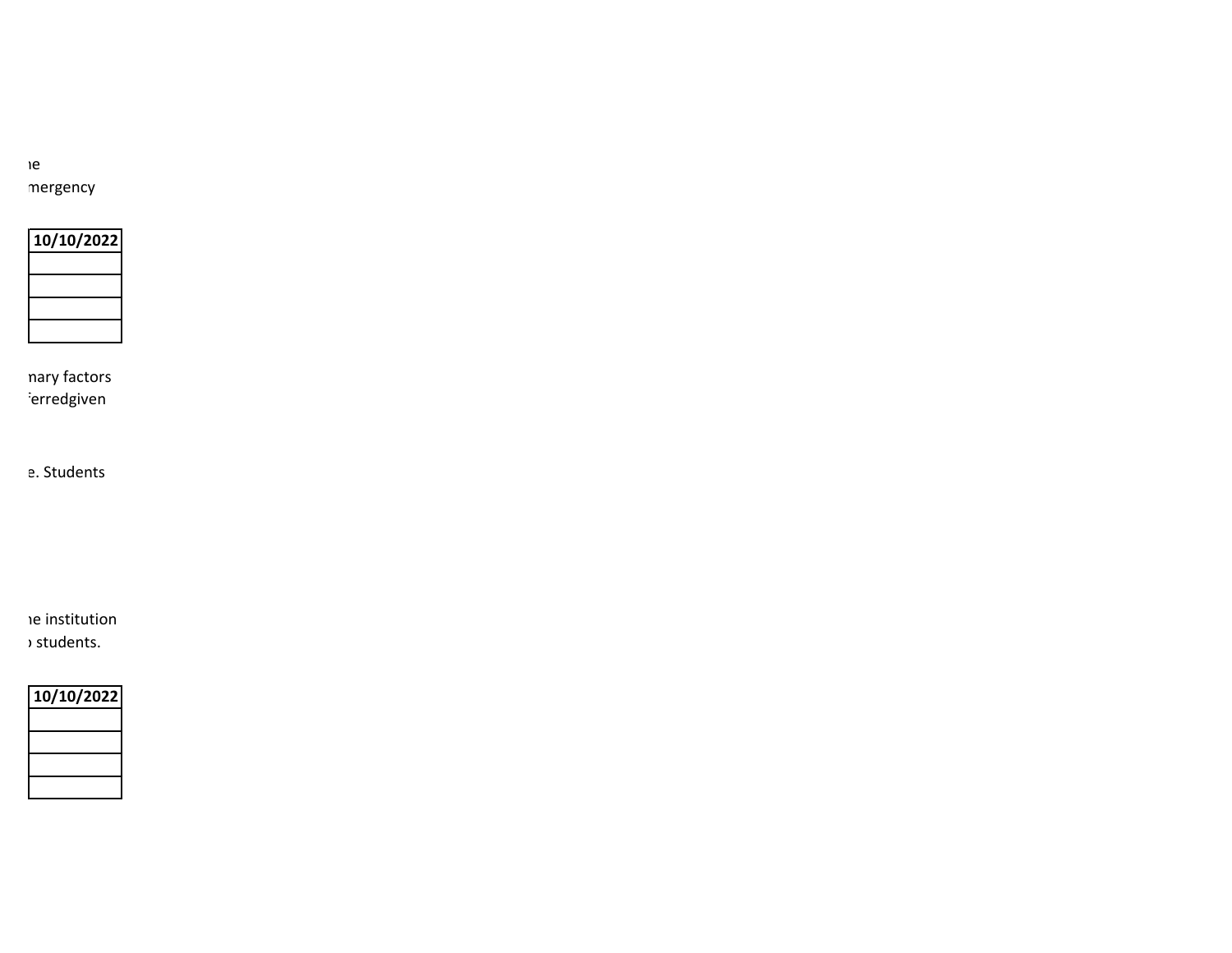ıe
mergency

| 10/10/2022 |
| --- |
| |
| |
| |
| |

nary factors
ferredgiven

e. Students

ıe institution
› students.

| 10/10/2022 |
| --- |
| |
| |
| |
| |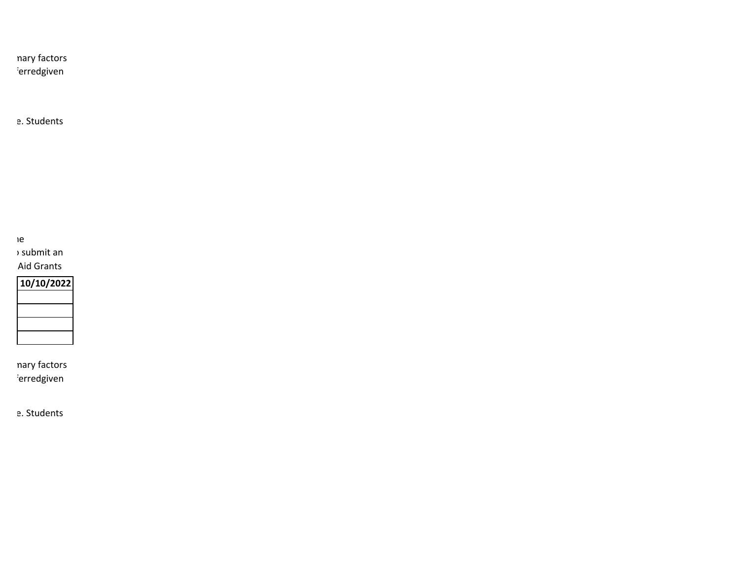nary factors
ferredgiven

e. Students

ne
submit an
Aid Grants

| 10/10/2022 |
|---|
| |
| |
| |
| |

nary factors
ferredgiven

e. Students